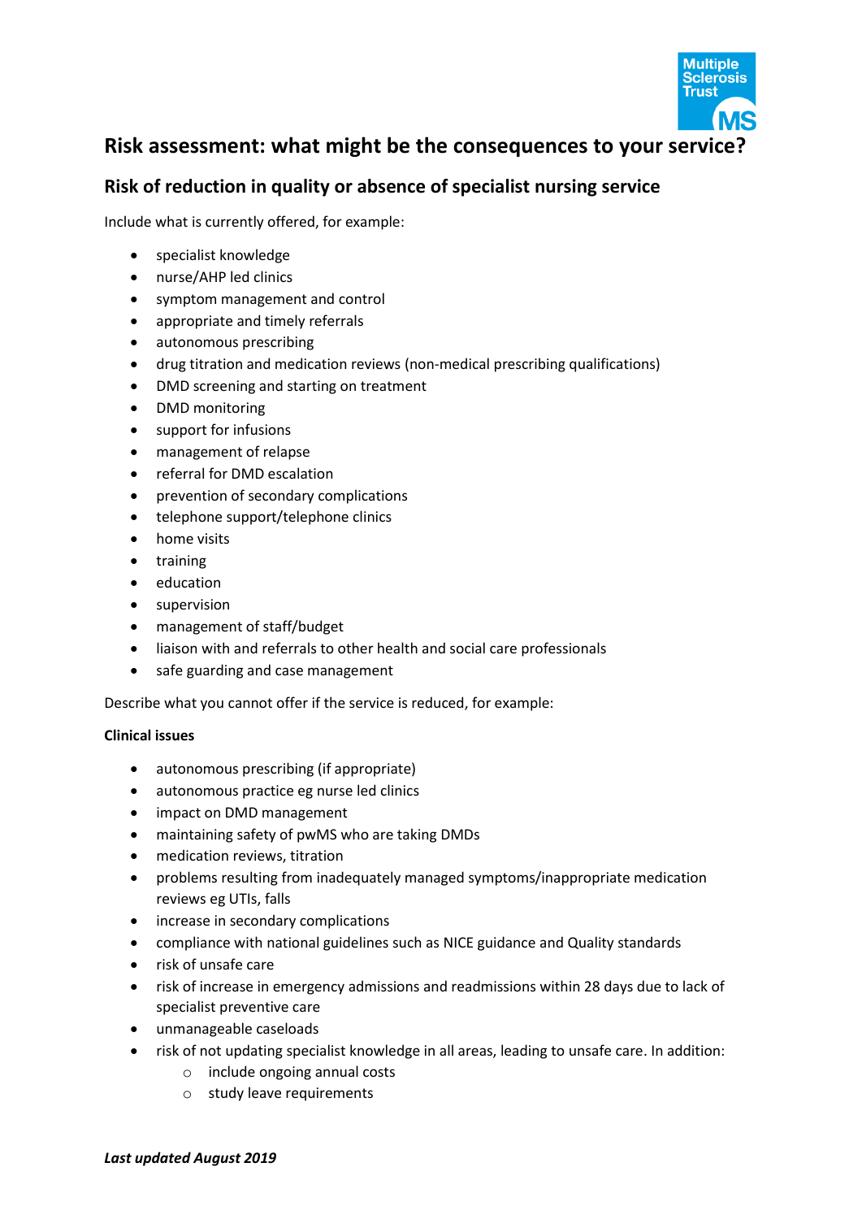# Risk assessment: what might be the consequences to your service?

## Risk of reduction in quality or absence of specialist nursing service

Include what is currently offered, for example:

- specialist knowledge
- nurse/AHP led clinics
- symptom management and control
- appropriate and timely referrals
- autonomous prescribing
- drug titration and medication reviews (non-medical prescribing qualifications)
- DMD screening and starting on treatment
- DMD monitoring
- support for infusions
- management of relapse
- referral for DMD escalation
- prevention of secondary complications
- telephone support/telephone clinics
- home visits
- training
- education
- supervision
- management of staff/budget
- liaison with and referrals to other health and social care professionals
- safe guarding and case management

Describe what you cannot offer if the service is reduced, for example:

**Clinical issues**

- autonomous prescribing (if appropriate)
- autonomous practice eg nurse led clinics
- impact on DMD management
- maintaining safety of pwMS who are taking DMDs
- medication reviews, titration
- problems resulting from inadequately managed symptoms/inappropriate medication reviews eg UTIs, falls
- increase in secondary complications
- compliance with national guidelines such as NICE guidance and Quality standards
- risk of unsafe care
- risk of increase in emergency admissions and readmissions within 28 days due to lack of specialist preventive care
- unmanageable caseloads
- risk of not updating specialist knowledge in all areas, leading to unsafe care. In addition:
    - include ongoing annual costs
    - study leave requirements

***Last updated August 2019***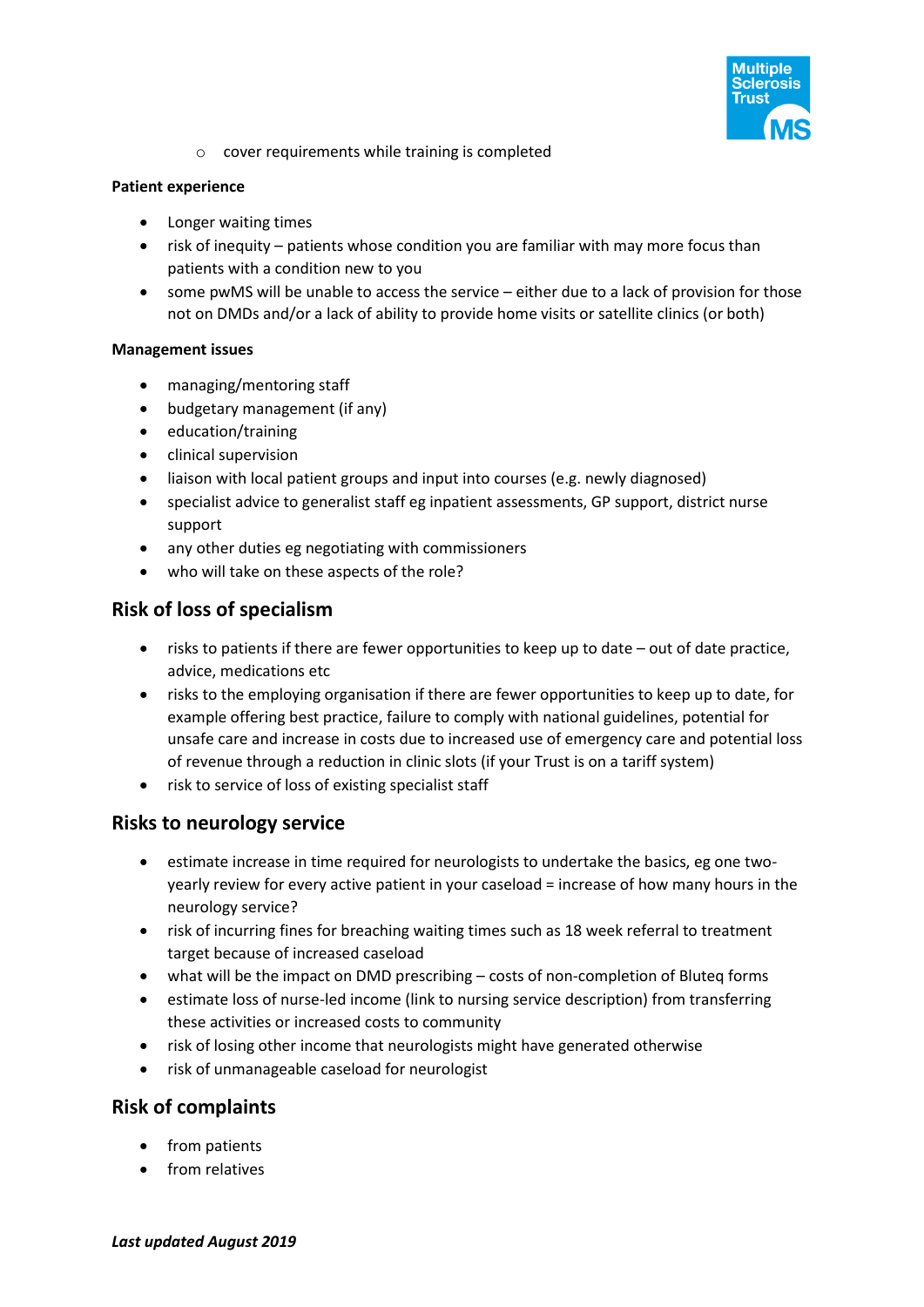- cover requirements while training is completed

**Patient experience**

- Longer waiting times
- risk of inequity – patients whose condition you are familiar with may more focus than patients with a condition new to you
- some pwMS will be unable to access the service – either due to a lack of provision for those not on DMDs and/or a lack of ability to provide home visits or satellite clinics (or both)

**Management issues**

- managing/mentoring staff
- budgetary management (if any)
- education/training
- clinical supervision
- liaison with local patient groups and input into courses (e.g. newly diagnosed)
- specialist advice to generalist staff eg inpatient assessments, GP support, district nurse support
- any other duties eg negotiating with commissioners
- who will take on these aspects of the role?

## Risk of loss of specialism

- risks to patients if there are fewer opportunities to keep up to date – out of date practice, advice, medications etc
- risks to the employing organisation if there are fewer opportunities to keep up to date, for example offering best practice, failure to comply with national guidelines, potential for unsafe care and increase in costs due to increased use of emergency care and potential loss of revenue through a reduction in clinic slots (if your Trust is on a tariff system)
- risk to service of loss of existing specialist staff

## Risks to neurology service

- estimate increase in time required for neurologists to undertake the basics, eg one two-yearly review for every active patient in your caseload = increase of how many hours in the neurology service?
- risk of incurring fines for breaching waiting times such as 18 week referral to treatment target because of increased caseload
- what will be the impact on DMD prescribing – costs of non-completion of Bluteq forms
- estimate loss of nurse-led income (link to nursing service description) from transferring these activities or increased costs to community
- risk of losing other income that neurologists might have generated otherwise
- risk of unmanageable caseload for neurologist

## Risk of complaints

- from patients
- from relatives

***Last updated August 2019***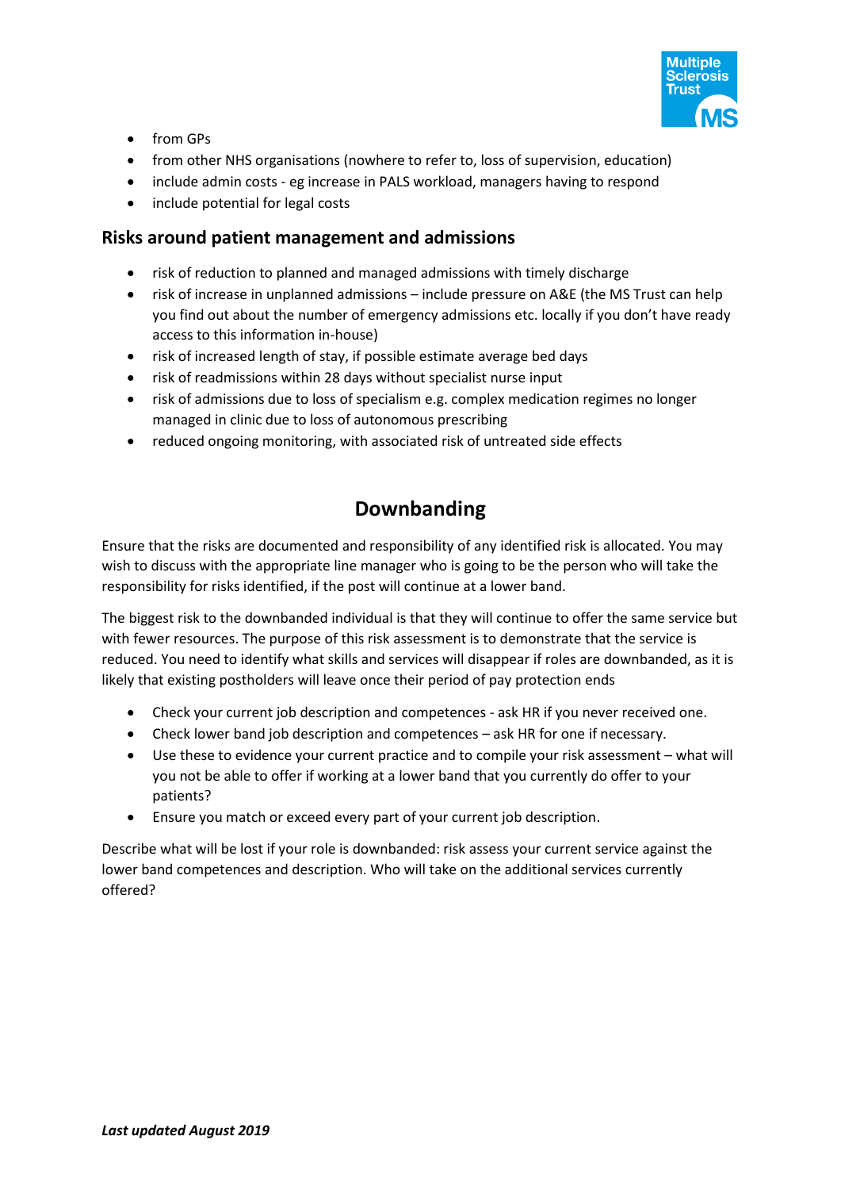- from GPs
- from other NHS organisations (nowhere to refer to, loss of supervision, education)
- include admin costs - eg increase in PALS workload, managers having to respond
- include potential for legal costs

## Risks around patient management and admissions

- risk of reduction to planned and managed admissions with timely discharge
- risk of increase in unplanned admissions – include pressure on A&E (the MS Trust can help you find out about the number of emergency admissions etc. locally if you don't have ready access to this information in-house)
- risk of increased length of stay, if possible estimate average bed days
- risk of readmissions within 28 days without specialist nurse input
- risk of admissions due to loss of specialism e.g. complex medication regimes no longer managed in clinic due to loss of autonomous prescribing
- reduced ongoing monitoring, with associated risk of untreated side effects

## Downbanding

Ensure that the risks are documented and responsibility of any identified risk is allocated. You may wish to discuss with the appropriate line manager who is going to be the person who will take the responsibility for risks identified, if the post will continue at a lower band.

The biggest risk to the downbanded individual is that they will continue to offer the same service but with fewer resources. The purpose of this risk assessment is to demonstrate that the service is reduced. You need to identify what skills and services will disappear if roles are downbanded, as it is likely that existing postholders will leave once their period of pay protection ends

- Check your current job description and competences - ask HR if you never received one.
- Check lower band job description and competences – ask HR for one if necessary.
- Use these to evidence your current practice and to compile your risk assessment – what will you not be able to offer if working at a lower band that you currently do offer to your patients?
- Ensure you match or exceed every part of your current job description.

Describe what will be lost if your role is downbanded: risk assess your current service against the lower band competences and description. Who will take on the additional services currently offered?

***Last updated August 2019***